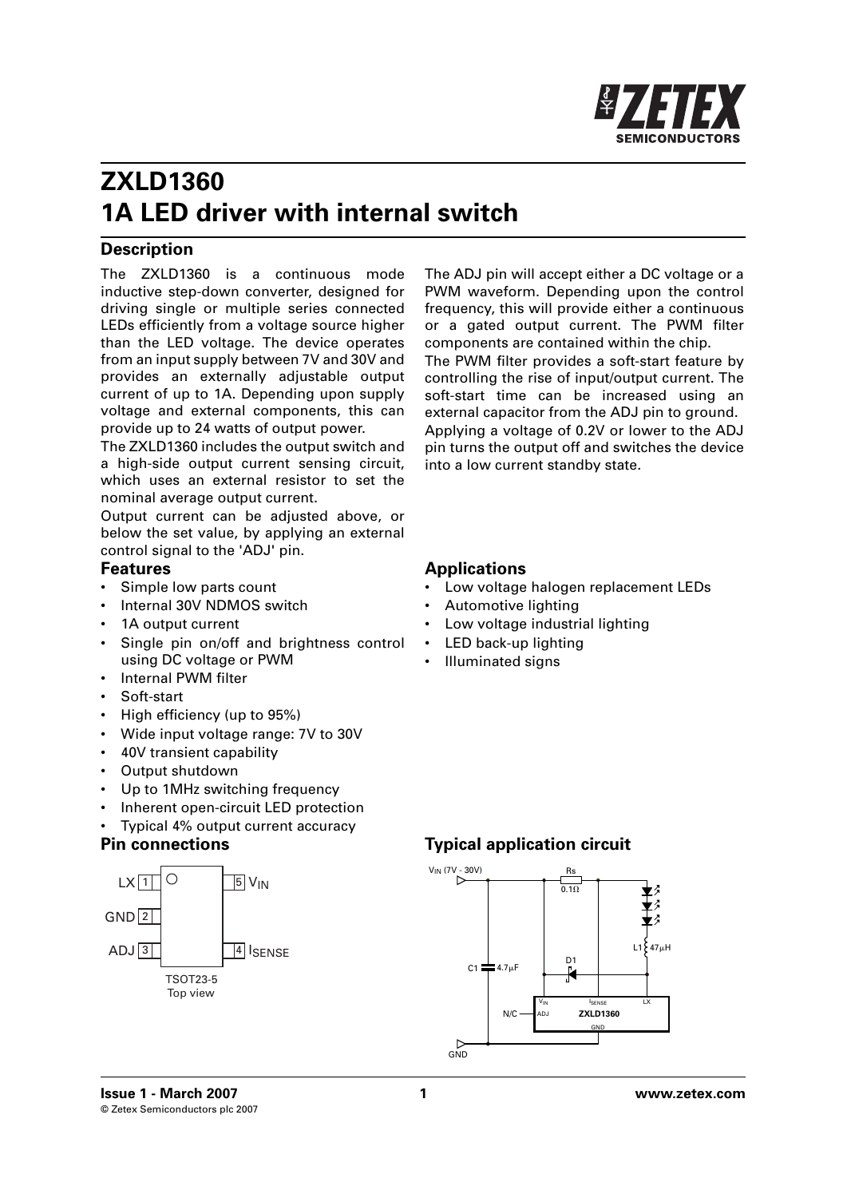# ZXLD1360
# 1A LED driver with internal switch

## Description

The ZXLD1360 is a continuous mode inductive step-down converter, designed for driving single or multiple series connected LEDs efficiently from a voltage source higher than the LED voltage. The device operates from an input supply between 7V and 30V and provides an externally adjustable output current of up to 1A. Depending upon supply voltage and external components, this can provide up to 24 watts of output power.

The ZXLD1360 includes the output switch and a high-side output current sensing circuit, which uses an external resistor to set the nominal average output current.

Output current can be adjusted above, or below the set value, by applying an external control signal to the 'ADJ' pin.

The ADJ pin will accept either a DC voltage or a PWM waveform. Depending upon the control frequency, this will provide either a continuous or a gated output current. The PWM filter components are contained within the chip.

The PWM filter provides a soft-start feature by controlling the rise of input/output current. The soft-start time can be increased using an external capacitor from the ADJ pin to ground.

Applying a voltage of 0.2V or lower to the ADJ pin turns the output off and switches the device into a low current standby state.

### Features

- Simple low parts count
- Internal 30V NDMOS switch
- 1A output current
- Single pin on/off and brightness control using DC voltage or PWM
- Internal PWM filter
- Soft-start
- High efficiency (up to 95%)
- Wide input voltage range: 7V to 30V
- 40V transient capability
- Output shutdown
- Up to 1MHz switching frequency
- Inherent open-circuit LED protection
- Typical 4% output current accuracy

### Applications

- Low voltage halogen replacement LEDs
- Automotive lighting
- Low voltage industrial lighting
- LED back-up lighting
- Illuminated signs

### Pin connections

| Pin | Name |
|---|---|
| 1 | LX |
| 2 | GND |
| 3 | ADJ |
| 4 | $I_{SENSE}$ |
| 5 | $V_{IN}$ |

TSOT23-5
Top view

### Typical application circuit

$V_{IN}$ (7V - 30V), Rs 0.1Ω, C1 4.7μF, D1, L1 47μH, ADJ N/C, ZXLD1360, GND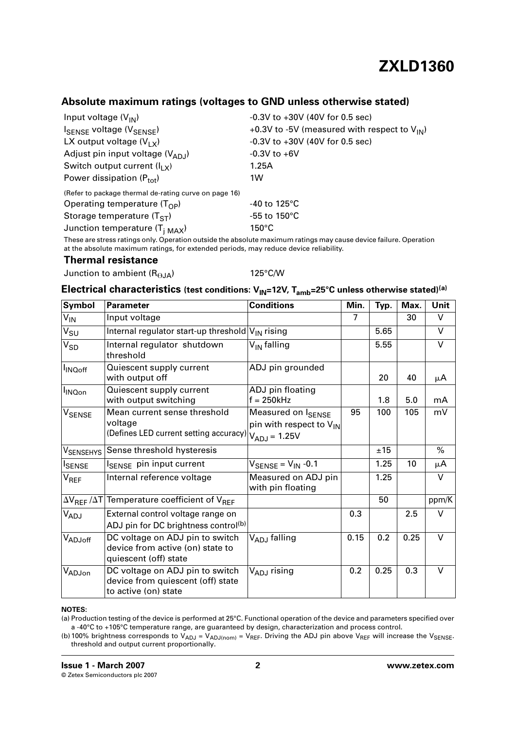## Absolute maximum ratings (voltages to GND unless otherwise stated)

| | |
|---|---|
| Input voltage ($V_{IN}$) | -0.3V to +30V (40V for 0.5 sec) |
| $I_{SENSE}$ voltage ($V_{SENSE}$) | +0.3V to -5V (measured with respect to $V_{IN}$) |
| LX output voltage ($V_{LX}$) | -0.3V to +30V (40V for 0.5 sec) |
| Adjust pin input voltage ($V_{ADJ}$) | -0.3V to +6V |
| Switch output current ($I_{LX}$) | 1.25A |
| Power dissipation ($P_{tot}$) | 1W |
| (Refer to package thermal de-rating curve on page 16) | |
| Operating temperature ($T_{OP}$) | -40 to 125°C |
| Storage temperature ($T_{ST}$) | -55 to 150°C |
| Junction temperature ($T_{j\ MAX}$) | 150°C |

These are stress ratings only. Operation outside the absolute maximum ratings may cause device failure. Operation at the absolute maximum ratings, for extended periods, may reduce device reliability.

### Thermal resistance

Junction to ambient ($R_{\Theta JA}$) 125°C/W

## Electrical characteristics (test conditions: $V_{IN}$=12V, $T_{amb}$=25°C unless otherwise stated)[(a)]

| Symbol | Parameter | Conditions | Min. | Typ. | Max. | Unit |
|---|---|---|---|---|---|---|
| $V_{IN}$ | Input voltage | | 7 | | 30 | V |
| $V_{SU}$ | Internal regulator start-up threshold | $V_{IN}$ rising | | 5.65 | | V |
| $V_{SD}$ | Internal regulator shutdown threshold | $V_{IN}$ falling | | 5.55 | | V |
| $I_{INQoff}$ | Quiescent supply current with output off | ADJ pin grounded | | 20 | 40 | μA |
| $I_{INQon}$ | Quiescent supply current with output switching | ADJ pin floating f = 250kHz | | 1.8 | 5.0 | mA |
| $V_{SENSE}$ | Mean current sense threshold voltage (Defines LED current setting accuracy) | Measured on $I_{SENSE}$ pin with respect to $V_{IN}$ $V_{ADJ}$ = 1.25V | 95 | 100 | 105 | mV |
| $V_{SENSEHYS}$ | Sense threshold hysteresis | | | ±15 | | % |
| $I_{SENSE}$ | $I_{SENSE}$ pin input current | $V_{SENSE} = V_{IN}$ -0.1 | | 1.25 | 10 | μA |
| $V_{REF}$ | Internal reference voltage | Measured on ADJ pin with pin floating | | 1.25 | | V |
| $\Delta V_{REF}/\Delta T$ | Temperature coefficient of $V_{REF}$ | | | 50 | | ppm/K |
| $V_{ADJ}$ | External control voltage range on ADJ pin for DC brightness control[(b)] | | 0.3 | | 2.5 | V |
| $V_{ADJoff}$ | DC voltage on ADJ pin to switch device from active (on) state to quiescent (off) state | $V_{ADJ}$ falling | 0.15 | 0.2 | 0.25 | V |
| $V_{ADJon}$ | DC voltage on ADJ pin to switch device from quiescent (off) state to active (on) state | $V_{ADJ}$ rising | 0.2 | 0.25 | 0.3 | V |

**NOTES:**

(a) Production testing of the device is performed at 25°C. Functional operation of the device and parameters specified over a -40°C to +105°C temperature range, are guaranteed by design, characterization and process control.

(b) 100% brightness corresponds to $V_{ADJ} = V_{ADJ(nom)} = V_{REF}$. Driving the ADJ pin above $V_{REF}$ will increase the $V_{SENSE}$ threshold and output current proportionally.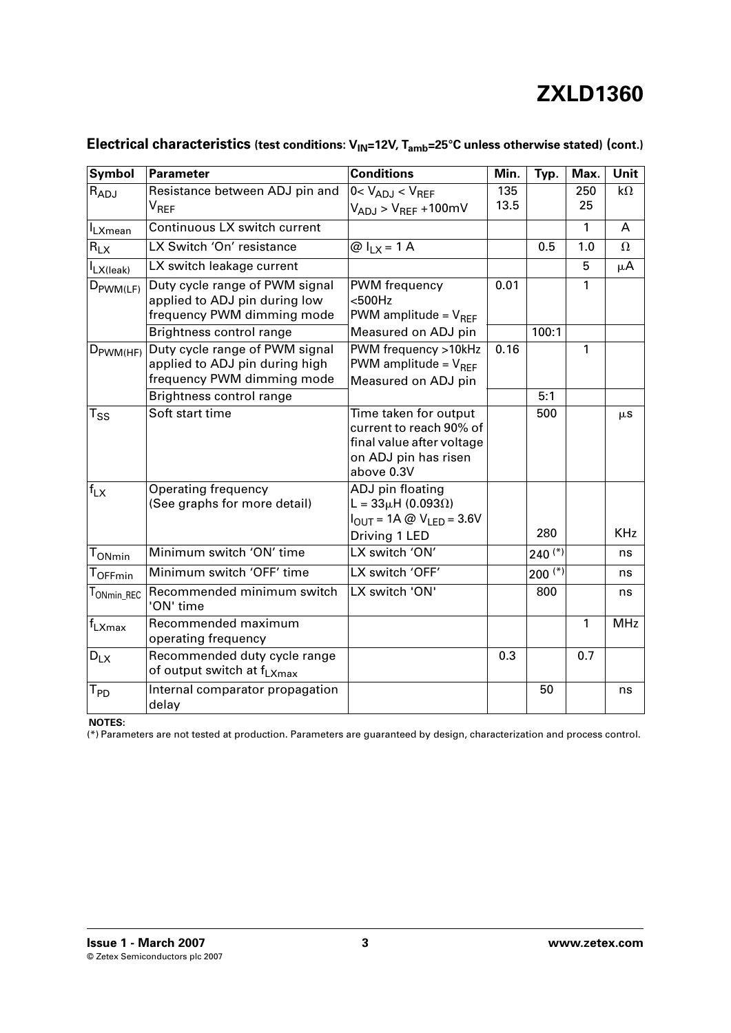## Electrical characteristics (test conditions: $V_{IN}$=12V, $T_{amb}$=25°C unless otherwise stated) (cont.)

| Symbol | Parameter | Conditions | Min. | Typ. | Max. | Unit |
|---|---|---|---|---|---|---|
| $R_{ADJ}$ | Resistance between ADJ pin and $V_{REF}$ | 0< $V_{ADJ}$ < $V_{REF}$<br>$V_{ADJ}$ > $V_{REF}$ +100mV | 135<br>13.5 | | 250<br>25 | kΩ |
| $I_{LXmean}$ | Continuous LX switch current | | | | 1 | A |
| $R_{LX}$ | LX Switch 'On' resistance | @ $I_{LX}$ = 1 A | | 0.5 | 1.0 | Ω |
| $I_{LX(leak)}$ | LX switch leakage current | | | | 5 | μA |
| $D_{PWM(LF)}$ | Duty cycle range of PWM signal applied to ADJ pin during low frequency PWM dimming mode | PWM frequency <500Hz<br>PWM amplitude = $V_{REF}$ | 0.01 | | 1 | |
| | Brightness control range | Measured on ADJ pin | | 100:1 | | |
| $D_{PWM(HF)}$ | Duty cycle range of PWM signal applied to ADJ pin during high frequency PWM dimming mode | PWM frequency >10kHz<br>PWM amplitude = $V_{REF}$<br>Measured on ADJ pin | 0.16 | | 1 | |
| | Brightness control range | | | 5:1 | | |
| $T_{SS}$ | Soft start time | Time taken for output current to reach 90% of final value after voltage on ADJ pin has risen above 0.3V | | 500 | | μs |
| $f_{LX}$ | Operating frequency (See graphs for more detail) | ADJ pin floating<br>L = 33μH (0.093Ω)<br>$I_{OUT}$ = 1A @ $V_{LED}$ = 3.6V<br>Driving 1 LED | | 280 | | KHz |
| $T_{ONmin}$ | Minimum switch 'ON' time | LX switch 'ON' | | 240 (*) | | ns |
| $T_{OFFmin}$ | Minimum switch 'OFF' time | LX switch 'OFF' | | 200 (*) | | ns |
| $T_{ONmin\_REC}$ | Recommended minimum switch 'ON' time | LX switch 'ON' | | 800 | | ns |
| $f_{LXmax}$ | Recommended maximum operating frequency | | | | 1 | MHz |
| $D_{LX}$ | Recommended duty cycle range of output switch at $f_{LXmax}$ | | 0.3 | | 0.7 | |
| $T_{PD}$ | Internal comparator propagation delay | | | 50 | | ns |

**NOTES:**

(*) Parameters are not tested at production. Parameters are guaranteed by design, characterization and process control.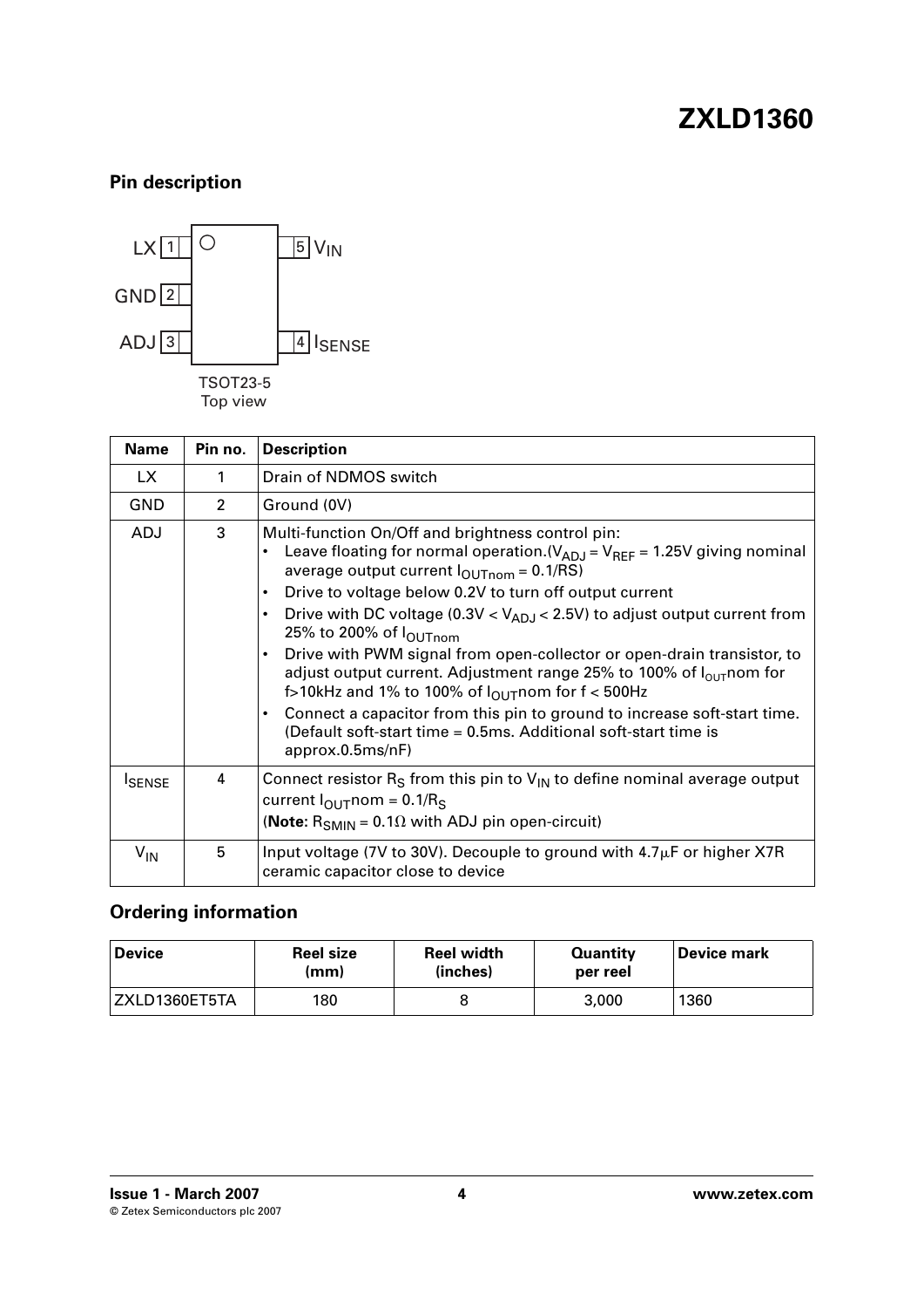## Pin description

LX 1 | 5 $V_{IN}$

GND 2

ADJ 3 | 4 $I_{SENSE}$

TSOT23-5
Top view

| Name | Pin no. | Description |
|---|---|---|
| LX | 1 | Drain of NDMOS switch |
| GND | 2 | Ground (0V) |
| ADJ | 3 | Multi-function On/Off and brightness control pin:<br>• Leave floating for normal operation.($V_{ADJ} = V_{REF}$ = 1.25V giving nominal average output current $I_{OUTnom} = 0.1/RS$)<br>• Drive to voltage below 0.2V to turn off output current<br>• Drive with DC voltage (0.3V < $V_{ADJ}$ < 2.5V) to adjust output current from 25% to 200% of $I_{OUTnom}$<br>• Drive with PWM signal from open-collector or open-drain transistor, to adjust output current. Adjustment range 25% to 100% of $I_{OUT}$nom for f>10kHz and 1% to 100% of $I_{OUT}$nom for f < 500Hz<br>• Connect a capacitor from this pin to ground to increase soft-start time. (Default soft-start time = 0.5ms. Additional soft-start time is approx.0.5ms/nF) |
| $I_{SENSE}$ | 4 | Connect resistor $R_S$ from this pin to $V_{IN}$ to define nominal average output current $I_{OUT}nom = 0.1/R_S$<br>(**Note:** $R_{SMIN} = 0.1\Omega$ with ADJ pin open-circuit) |
| $V_{IN}$ | 5 | Input voltage (7V to 30V). Decouple to ground with 4.7μF or higher X7R ceramic capacitor close to device |

## Ordering information

| Device | Reel size (mm) | Reel width (inches) | Quantity per reel | Device mark |
|---|---|---|---|---|
| ZXLD1360ET5TA | 180 | 8 | 3,000 | 1360 |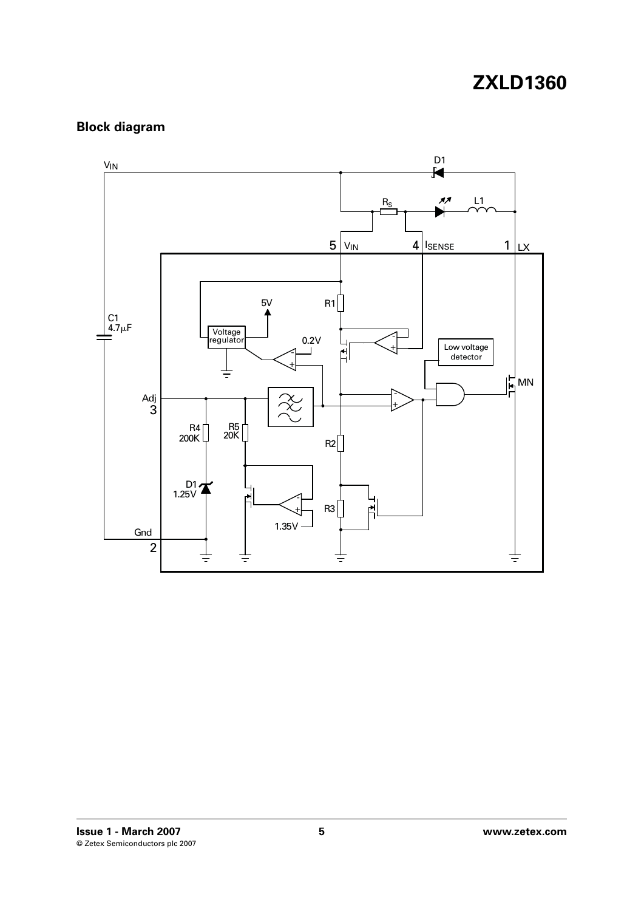## Block diagram

$V_{IN}$ D1 $R_S$ L1

5 $V_{IN}$ 4 $I_{SENSE}$ 1 LX

R1 5V Voltage regulator 0.2V Low voltage detector MN

C1 4.7µF

Adj 3 R4 200K R5 20K R2

D1 1.25V 1.35V R3

Gnd 2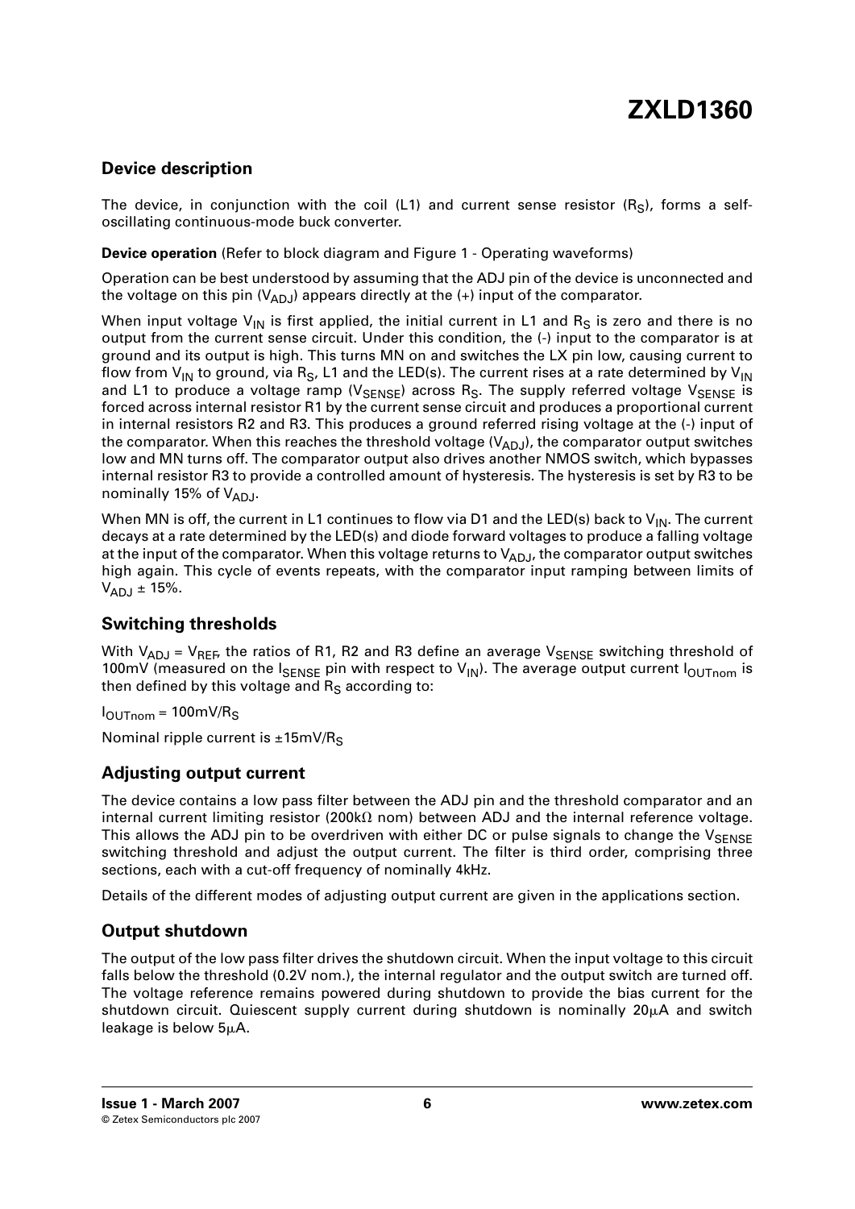## Device description

The device, in conjunction with the coil (L1) and current sense resistor ($R_S$), forms a self-oscillating continuous-mode buck converter.

**Device operation** (Refer to block diagram and Figure 1 - Operating waveforms)

Operation can be best understood by assuming that the ADJ pin of the device is unconnected and the voltage on this pin ($V_{ADJ}$) appears directly at the (+) input of the comparator.

When input voltage $V_{IN}$ is first applied, the initial current in L1 and $R_S$ is zero and there is no output from the current sense circuit. Under this condition, the (-) input to the comparator is at ground and its output is high. This turns MN on and switches the LX pin low, causing current to flow from $V_{IN}$ to ground, via $R_S$, L1 and the LED(s). The current rises at a rate determined by $V_{IN}$ and L1 to produce a voltage ramp ($V_{SENSE}$) across $R_S$. The supply referred voltage $V_{SENSE}$ is forced across internal resistor R1 by the current sense circuit and produces a proportional current in internal resistors R2 and R3. This produces a ground referred rising voltage at the (-) input of the comparator. When this reaches the threshold voltage ($V_{ADJ}$), the comparator output switches low and MN turns off. The comparator output also drives another NMOS switch, which bypasses internal resistor R3 to provide a controlled amount of hysteresis. The hysteresis is set by R3 to be nominally 15% of $V_{ADJ}$.

When MN is off, the current in L1 continues to flow via D1 and the LED(s) back to $V_{IN}$. The current decays at a rate determined by the LED(s) and diode forward voltages to produce a falling voltage at the input of the comparator. When this voltage returns to $V_{ADJ}$, the comparator output switches high again. This cycle of events repeats, with the comparator input ramping between limits of $V_{ADJ}$ ± 15%.

## Switching thresholds

With $V_{ADJ} = V_{REF}$, the ratios of R1, R2 and R3 define an average $V_{SENSE}$ switching threshold of 100mV (measured on the $I_{SENSE}$ pin with respect to $V_{IN}$). The average output current $I_{OUTnom}$ is then defined by this voltage and $R_S$ according to:

$I_{OUTnom} = 100mV/R_S$

Nominal ripple current is $\pm 15mV/R_S$

## Adjusting output current

The device contains a low pass filter between the ADJ pin and the threshold comparator and an internal current limiting resistor (200kΩ nom) between ADJ and the internal reference voltage. This allows the ADJ pin to be overdriven with either DC or pulse signals to change the $V_{SENSE}$ switching threshold and adjust the output current. The filter is third order, comprising three sections, each with a cut-off frequency of nominally 4kHz.

Details of the different modes of adjusting output current are given in the applications section.

## Output shutdown

The output of the low pass filter drives the shutdown circuit. When the input voltage to this circuit falls below the threshold (0.2V nom.), the internal regulator and the output switch are turned off. The voltage reference remains powered during shutdown to provide the bias current for the shutdown circuit. Quiescent supply current during shutdown is nominally 20μA and switch leakage is below 5μA.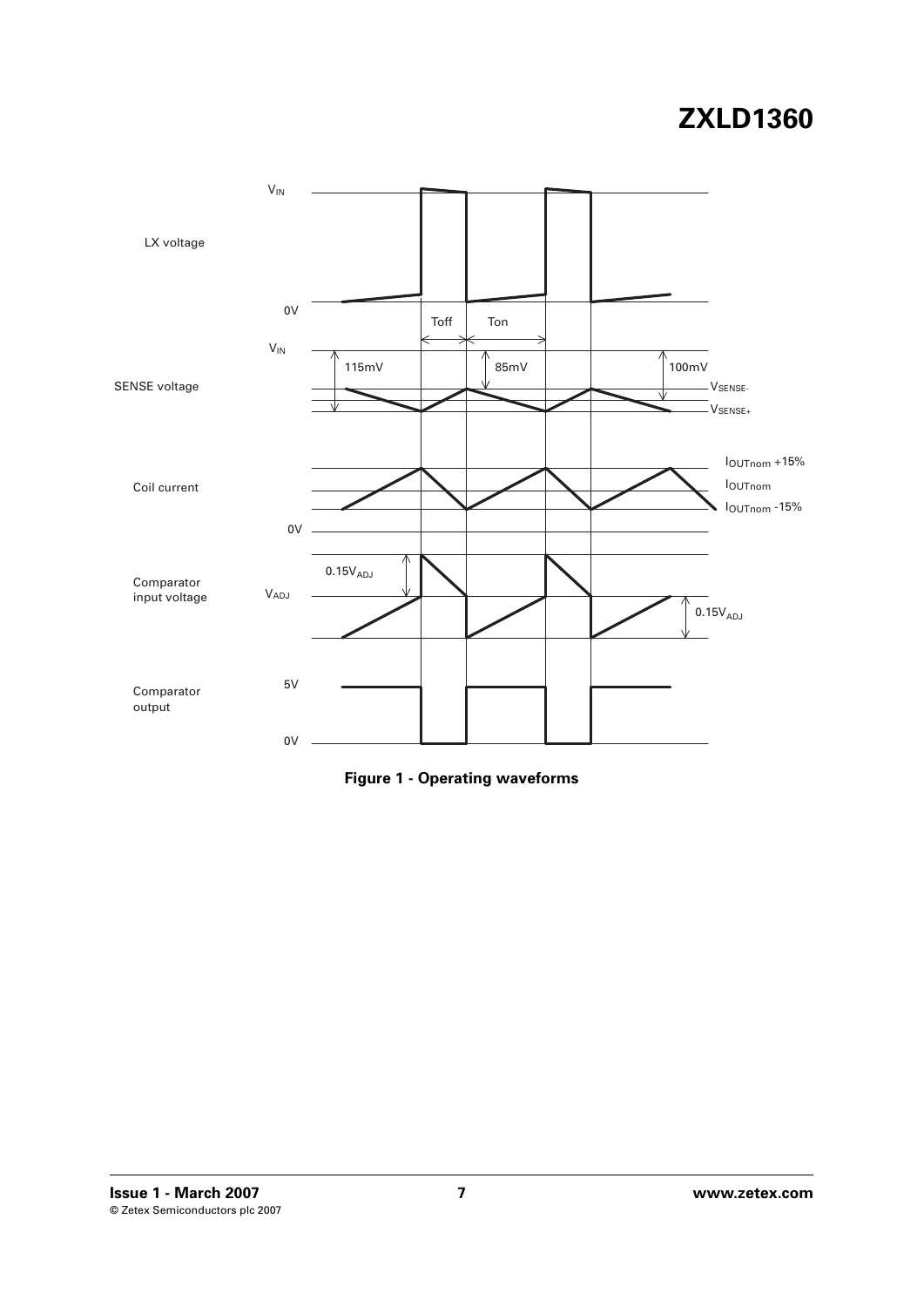LX voltage

$V_{IN}$

0V

Toff Ton

SENSE voltage

$V_{IN}$

115mV 85mV 100mV

$V_{SENSE-}$

$V_{SENSE+}$

Coil current

$I_{OUTnom}$ +15%

$I_{OUTnom}$

$I_{OUTnom}$ -15%

0V

Comparator input voltage

$0.15V_{ADJ}$

$V_{ADJ}$

$0.15V_{ADJ}$

Comparator output

5V

0V

**Figure 1 - Operating waveforms**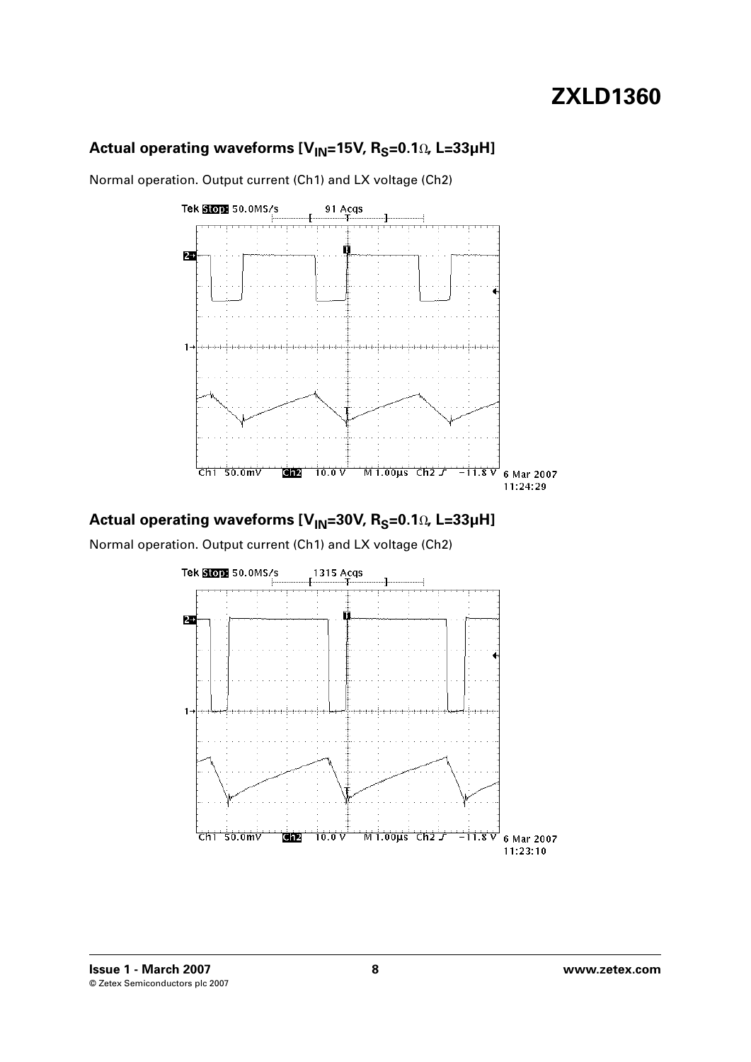## Actual operating waveforms [$V_{IN}$=15V, $R_S$=0.1Ω, L=33μH]

Normal operation. Output current (Ch1) and LX voltage (Ch2)

Tek Stop: 50.0MS/s 91 Acqs

Ch1 50.0mV Ch2 10.0 V M 1.00μs Ch2 ƒ −11.8 V 6 Mar 2007 11:24:29

## Actual operating waveforms [$V_{IN}$=30V, $R_S$=0.1Ω, L=33μH]

Normal operation. Output current (Ch1) and LX voltage (Ch2)

Tek Stop: 50.0MS/s 1315 Acqs

Ch1 50.0mV Ch2 10.0 V M 1.00μs Ch2 ƒ −11.8 V 6 Mar 2007 11:23:10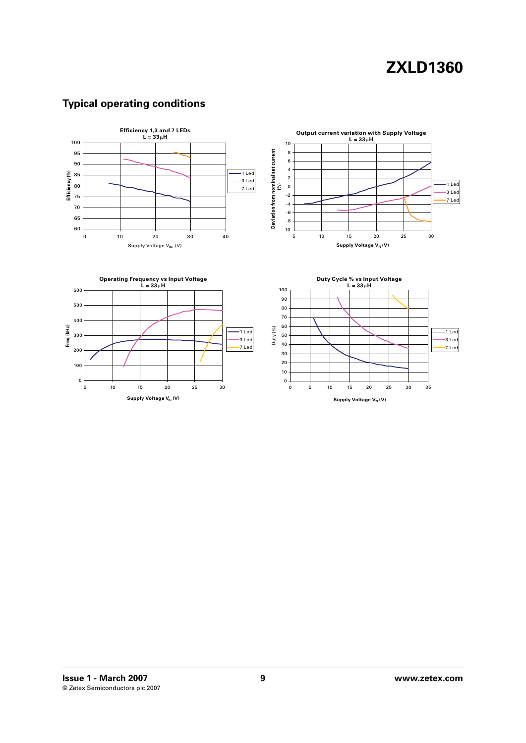## Typical operating conditions

**Efficiency 1,3 and 7 LEDs**
**L = 33μH**

Efficiency (%)

Supply Voltage $V_{IN}$ (V)

1 Led
3 Led
7 Led

**Output current variation with Supply Voltage**
**L = 33μH**

Deviation from nominal set current (%)

Supply Voltage $V_{IN}$ (V)

1 Led
3 Led
7 Led

**Operating Frequency vs Input Voltage**
**L = 33μH**

Freq (kHz)

Supply Voltage $V_{IN}$ (V)

1 Led
3 Led
7 Led

**Duty Cycle % vs Input Voltage**
**L = 33μH**

Duty (%)

Supply Voltage $V_{IN}$ (V)

1 Led
3 Led
7 Led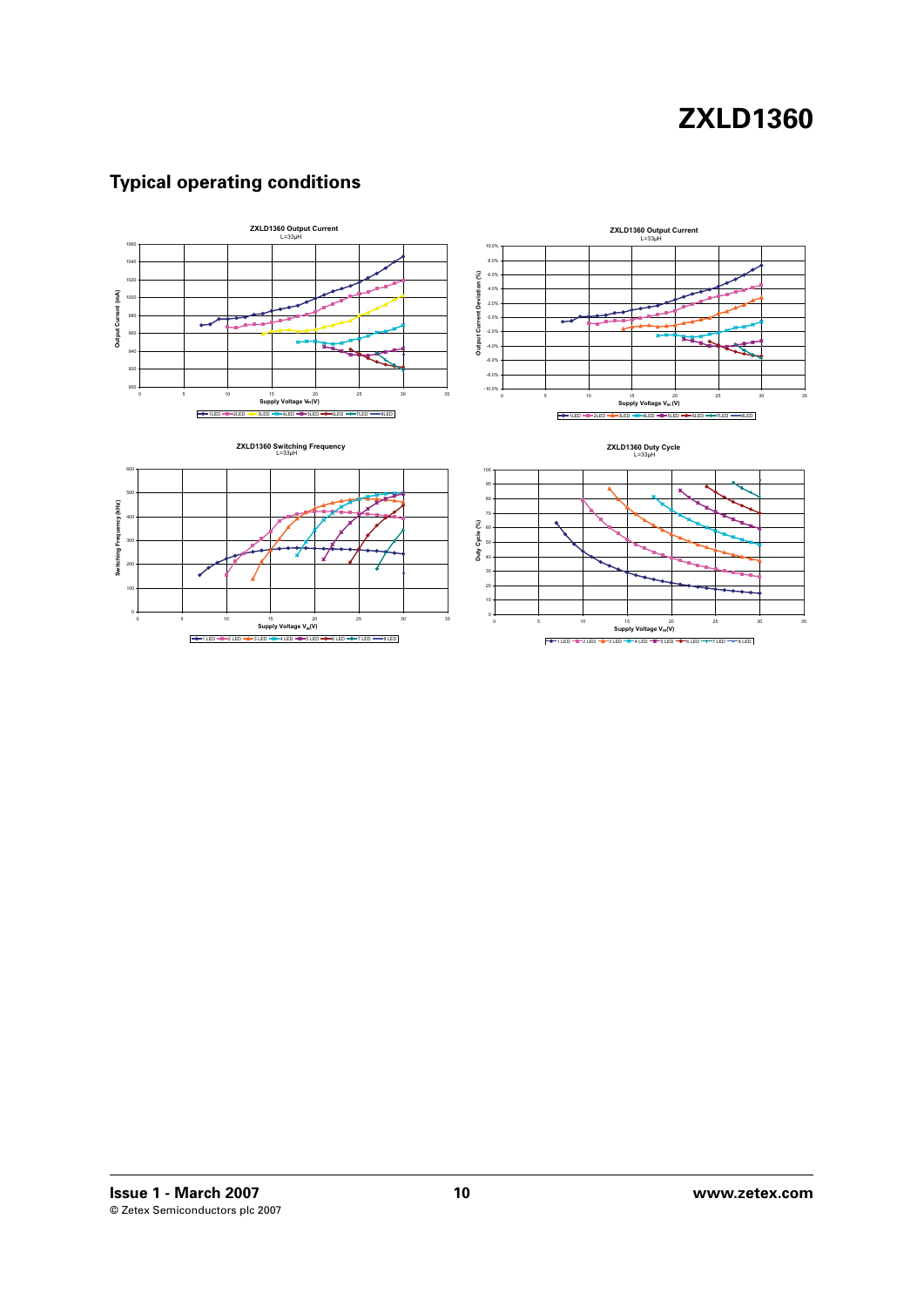## Typical operating conditions

**ZXLD1360 Output Current**
L=33μH

Output Current (mA) vs Supply Voltage $V_{IN}$(V)

1LED, 2LED, 3LED, 4LED, 5LED, 6LED, 7LED, 8LED

**ZXLD1360 Output Current**
L=33μH

Output Current Deviation (%) vs Supply Voltage $V_{IN}$ (V)

1LED, 2LED, 3LED, 4LED, 5LED, 6LED, 7LED, 8LED

**ZXLD1360 Switching Frequency**
L=33μH

Switching Frequency (kHz) vs Supply Voltage $V_{IN}$(V)

1 LED, 2 LED, 3 LED, 4 LED, 5 LED, 6 LED, 7 LED, 8 LED

**ZXLD1360 Duty Cycle**
L=33μH

Duty Cycle (%) vs Supply Voltage $V_{IN}$(V)

1 LED, 2 LED, 3 LED, 4 LED, 5 LED, 6 LED, 7 LED, 8 LED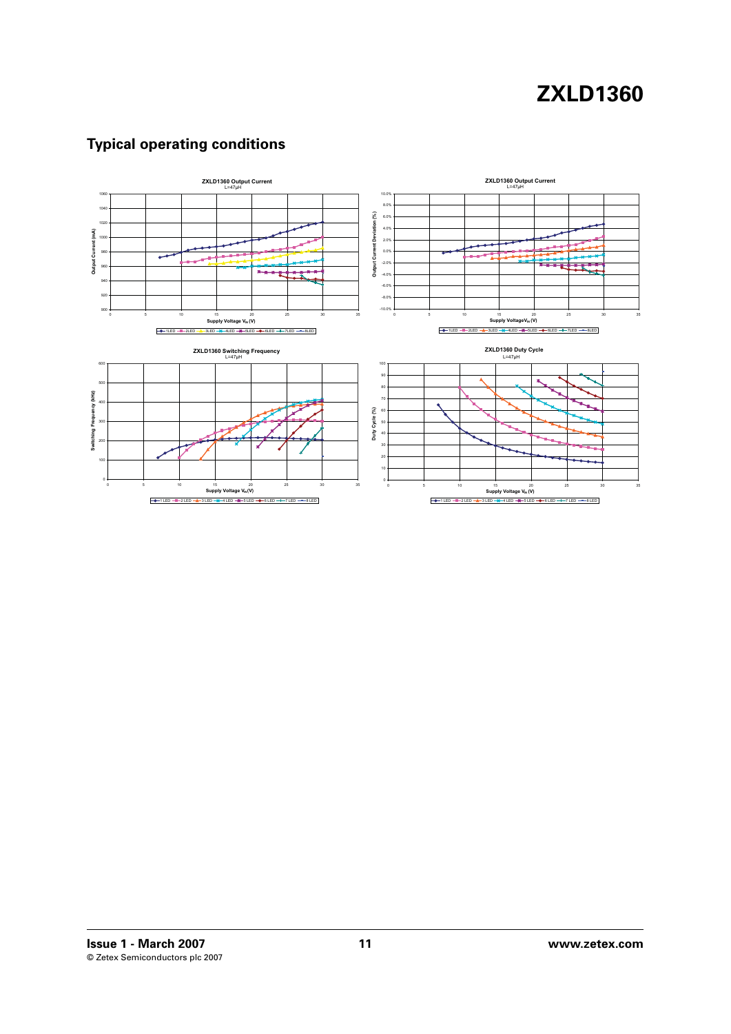## Typical operating conditions

**ZXLD1360 Output Current**
L=47µH

Output Current (mA) vs Supply Voltage $V_{IN}$ (V)

1LED, 2LED, 3LED, 4LED, 5LED, 6LED, 7LED, 8LED

**ZXLD1360 Output Current**
L=47µH

Output Current Deviation (%) vs Supply Voltage $V_{IN}$ (V)

1LED, 2LED, 3LED, 4LED, 5LED, 6LED, 7LED, 8LED

**ZXLD1360 Switching Frequency**
L=47µH

Switching Frequency (kHz) vs Supply Voltage $V_{IN}$ (V)

1 LED, 2 LED, 3 LED, 4 LED, 5 LED, 6 LED, 7 LED, 8 LED

**ZXLD1360 Duty Cycle**
L=47µH

Duty Cycle (%) vs Supply Voltage $V_{IN}$ (V)

1 LED, 2 LED, 3 LED, 4 LED, 5 LED, 6 LED, 7 LED, 8 LED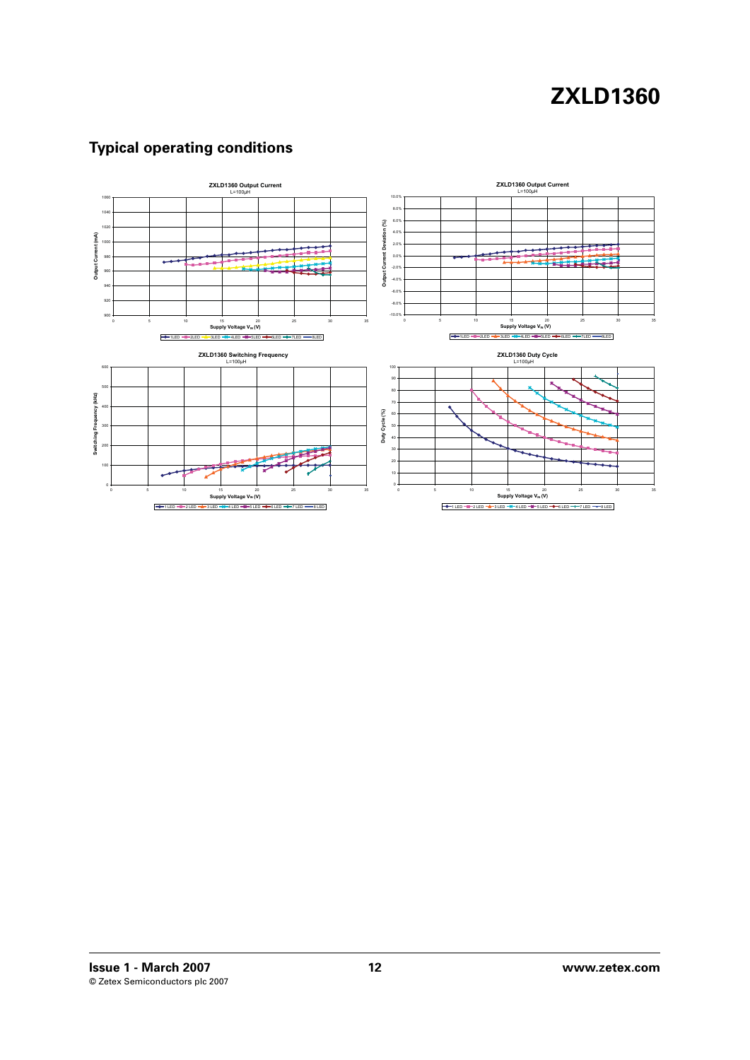## Typical operating conditions

**ZXLD1360 Output Current**
L=100µH

Output Current (mA) vs. Supply Voltage $V_{IN}$ (V)

1LED, 2LED, 3LED, 4LED, 5LED, 6LED, 7LED, 8LED

**ZXLD1360 Output Current**
L=100µH

Output Current Deviation (%) vs. Supply Voltage $V_{IN}$ (V)

1LED, 2LED, 3LED, 4LED, 5LED, 6LED, 7LED, 8LED

**ZXLD1360 Switching Frequency**
L=100µH

Switching Frequency (kHz) vs. Supply Voltage $V_{IN}$ (V)

1 LED, 2 LED, 3 LED, 4 LED, 5 LED, 6 LED, 7 LED, 8 LED

**ZXLD1360 Duty Cycle**
L=100µH

Duty Cycle (%) vs. Supply Voltage $V_{IN}$ (V)

1 LED, 2 LED, 3 LED, 4 LED, 5 LED, 6 LED, 7 LED, 8 LED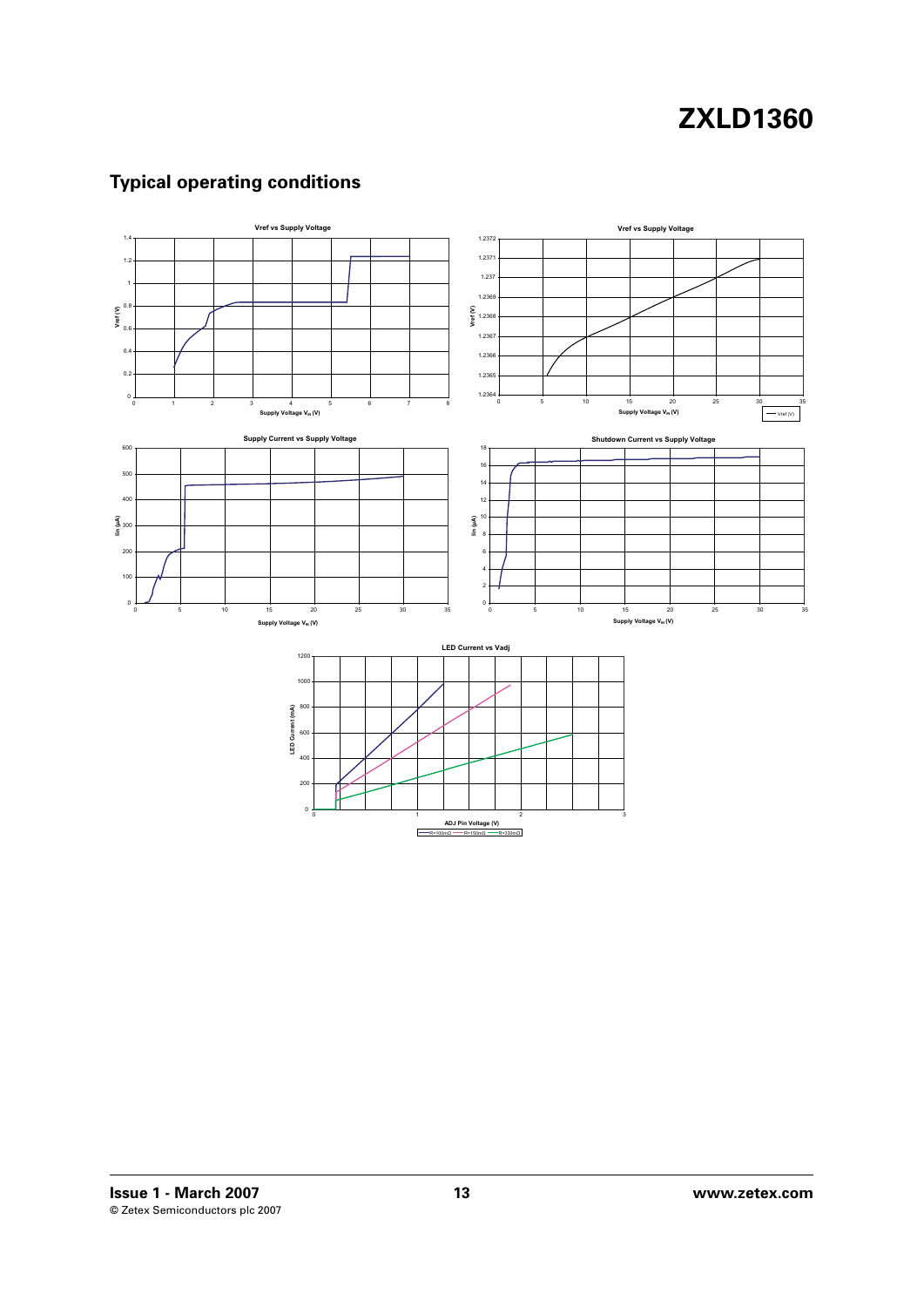## Typical operating conditions

Vref vs Supply Voltage

Vref vs Supply Voltage

Supply Current vs Supply Voltage

Shutdown Current vs Supply Voltage

LED Current vs Vadj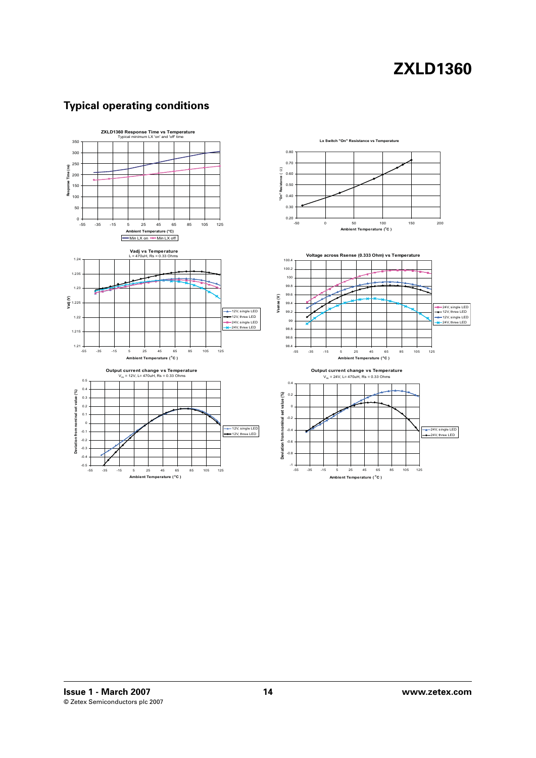## Typical operating conditions

**ZXLD1360 Response Time vs Temperature**
Typical minimum LX 'on' and 'off' time

**Lx Switch "On" Resistance vs Temperature**

**Vadj vs Temperature**
L = 470uH, Rs = 0.33 Ohms

**Voltage across Rsense (0.333 Ohm) vs Temperature**

**Output current change vs Temperature**
$V_{IN}$ = 12V, L= 470uH, Rs = 0.33 Ohms

**Output current change vs Temperature**
$V_{IN}$ = 24V, L= 470uH, Rs = 0.33 Ohms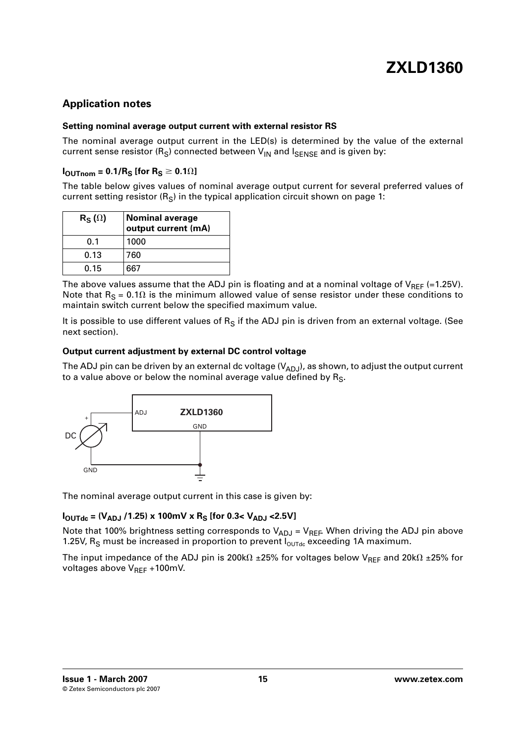## Application notes

### Setting nominal average output current with external resistor RS

The nominal average output current in the LED(s) is determined by the value of the external current sense resistor ($R_S$) connected between $V_{IN}$ and $I_{SENSE}$ and is given by:

**$I_{OUTnom} = 0.1/R_S$ [for $R_S \geq 0.1\Omega$]**

The table below gives values of nominal average output current for several preferred values of current setting resistor ($R_S$) in the typical application circuit shown on page 1:

| $R_S$ ($\Omega$) | Nominal average output current (mA) |
|---|---|
| 0.1 | 1000 |
| 0.13 | 760 |
| 0.15 | 667 |

The above values assume that the ADJ pin is floating and at a nominal voltage of $V_{REF}$ (=1.25V). Note that $R_S = 0.1\Omega$ is the minimum allowed value of sense resistor under these conditions to maintain switch current below the specified maximum value.

It is possible to use different values of $R_S$ if the ADJ pin is driven from an external voltage. (See next section).

### Output current adjustment by external DC control voltage

The ADJ pin can be driven by an external dc voltage ($V_{ADJ}$), as shown, to adjust the output current to a value above or below the nominal average value defined by $R_S$.

The nominal average output current in this case is given by:

**$I_{OUTdc} = (V_{ADJ} /1.25) \times 100mV \times R_S$ [for $0.3 < V_{ADJ} < 2.5V$]**

Note that 100% brightness setting corresponds to $V_{ADJ} = V_{REF}$. When driving the ADJ pin above 1.25V, $R_S$ must be increased in proportion to prevent $I_{OUTdc}$ exceeding 1A maximum.

The input impedance of the ADJ pin is 200k$\Omega$ ±25% for voltages below $V_{REF}$ and 20k$\Omega$ ±25% for voltages above $V_{REF}$ +100mV.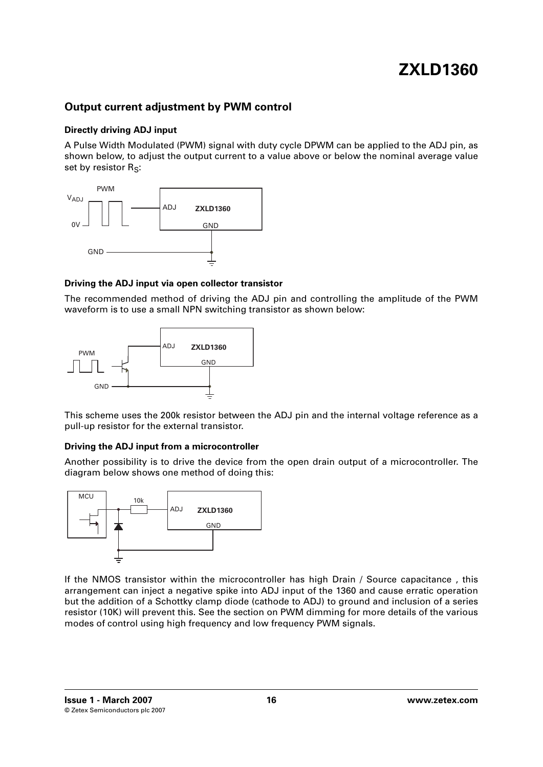## Output current adjustment by PWM control

### Directly driving ADJ input

A Pulse Width Modulated (PWM) signal with duty cycle DPWM can be applied to the ADJ pin, as shown below, to adjust the output current to a value above or below the nominal average value set by resistor $R_S$:

### Driving the ADJ input via open collector transistor

The recommended method of driving the ADJ pin and controlling the amplitude of the PWM waveform is to use a small NPN switching transistor as shown below:

This scheme uses the 200k resistor between the ADJ pin and the internal voltage reference as a pull-up resistor for the external transistor.

### Driving the ADJ input from a microcontroller

Another possibility is to drive the device from the open drain output of a microcontroller. The diagram below shows one method of doing this:

If the NMOS transistor within the microcontroller has high Drain / Source capacitance , this arrangement can inject a negative spike into ADJ input of the 1360 and cause erratic operation but the addition of a Schottky clamp diode (cathode to ADJ) to ground and inclusion of a series resistor (10K) will prevent this. See the section on PWM dimming for more details of the various modes of control using high frequency and low frequency PWM signals.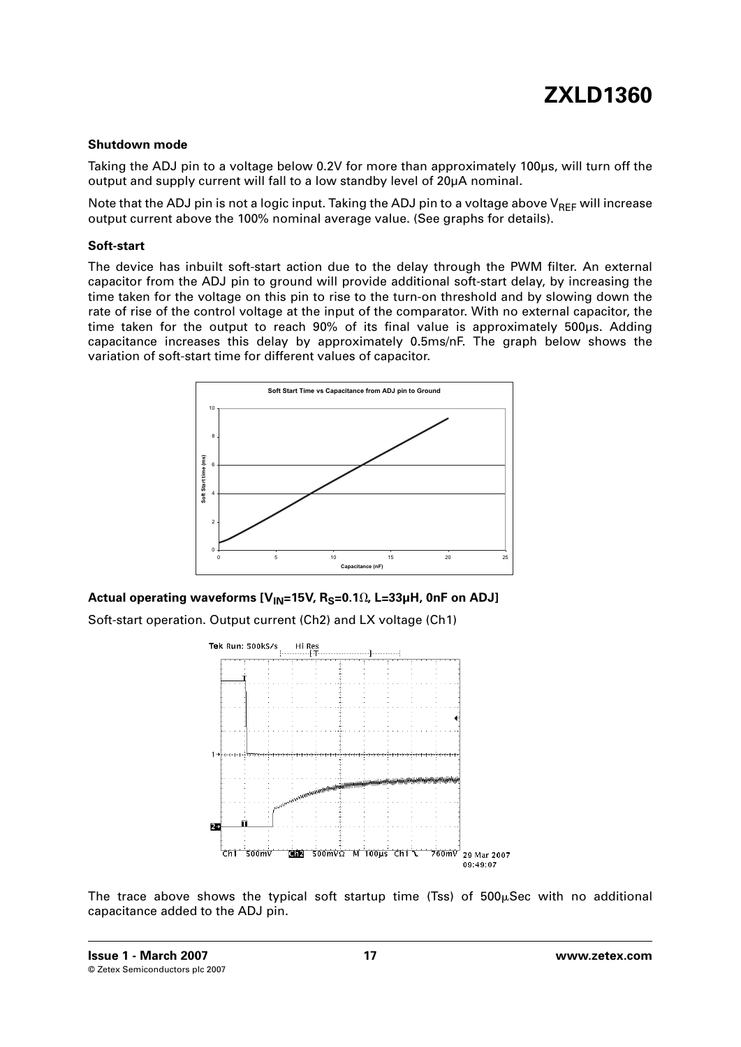### Shutdown mode

Taking the ADJ pin to a voltage below 0.2V for more than approximately 100µs, will turn off the output and supply current will fall to a low standby level of 20µA nominal.

Note that the ADJ pin is not a logic input. Taking the ADJ pin to a voltage above $V_{REF}$ will increase output current above the 100% nominal average value. (See graphs for details).

### Soft-start

The device has inbuilt soft-start action due to the delay through the PWM filter. An external capacitor from the ADJ pin to ground will provide additional soft-start delay, by increasing the time taken for the voltage on this pin to rise to the turn-on threshold and by slowing down the rate of rise of the control voltage at the input of the comparator. With no external capacitor, the time taken for the output to reach 90% of its final value is approximately 500µs. Adding capacitance increases this delay by approximately 0.5ms/nF. The graph below shows the variation of soft-start time for different values of capacitor.

### Actual operating waveforms [$V_{IN}$=15V, $R_S$=0.1Ω, L=33µH, 0nF on ADJ]

Soft-start operation. Output current (Ch2) and LX voltage (Ch1)

The trace above shows the typical soft startup time (Tss) of 500µSec with no additional capacitance added to the ADJ pin.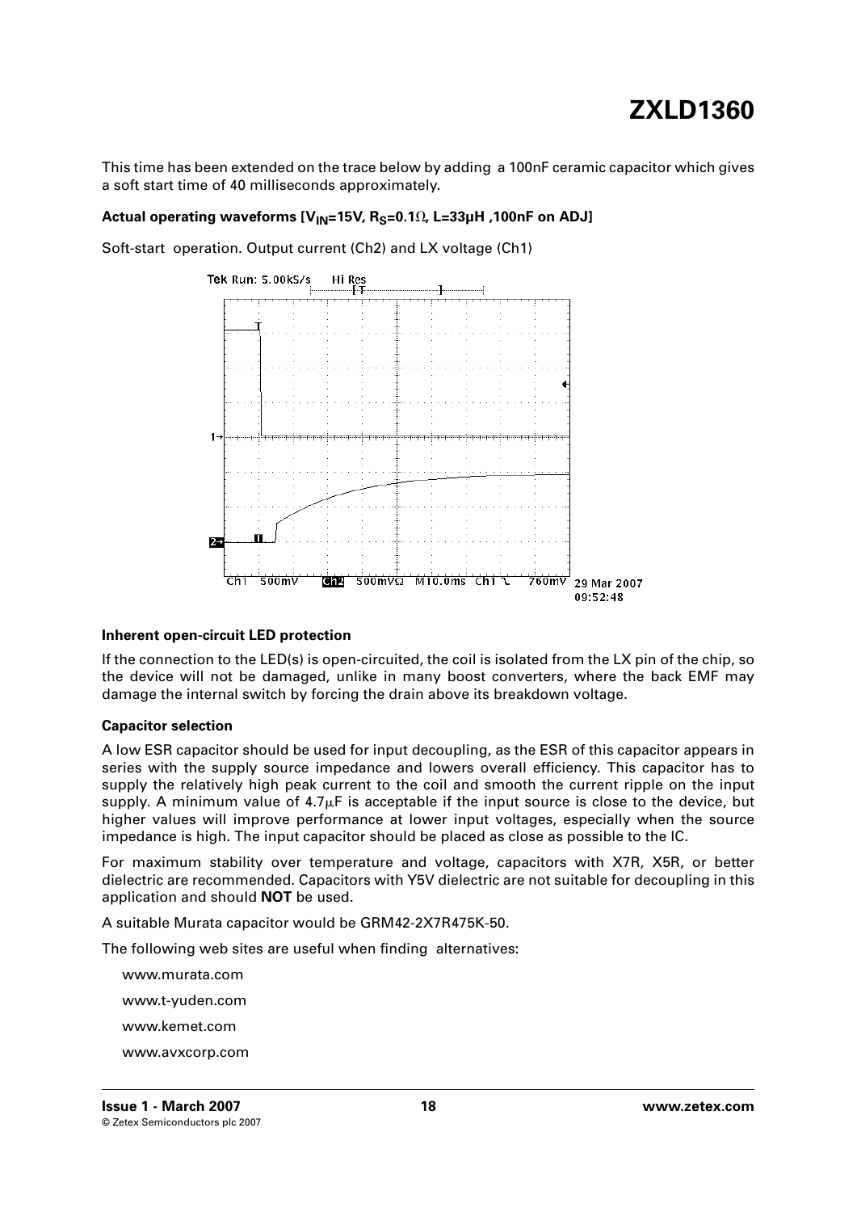This time has been extended on the trace below by adding a 100nF ceramic capacitor which gives a soft start time of 40 milliseconds approximately.

**Actual operating waveforms [$V_{IN}$=15V, $R_S$=0.1Ω, L=33μH ,100nF on ADJ]**

Soft-start operation. Output current (Ch2) and LX voltage (Ch1)

### Inherent open-circuit LED protection

If the connection to the LED(s) is open-circuited, the coil is isolated from the LX pin of the chip, so the device will not be damaged, unlike in many boost converters, where the back EMF may damage the internal switch by forcing the drain above its breakdown voltage.

### Capacitor selection

A low ESR capacitor should be used for input decoupling, as the ESR of this capacitor appears in series with the supply source impedance and lowers overall efficiency. This capacitor has to supply the relatively high peak current to the coil and smooth the current ripple on the input supply. A minimum value of 4.7μF is acceptable if the input source is close to the device, but higher values will improve performance at lower input voltages, especially when the source impedance is high. The input capacitor should be placed as close as possible to the IC.

For maximum stability over temperature and voltage, capacitors with X7R, X5R, or better dielectric are recommended. Capacitors with Y5V dielectric are not suitable for decoupling in this application and should **NOT** be used.

A suitable Murata capacitor would be GRM42-2X7R475K-50.

The following web sites are useful when finding alternatives:

www.murata.com

www.t-yuden.com

www.kemet.com

www.avxcorp.com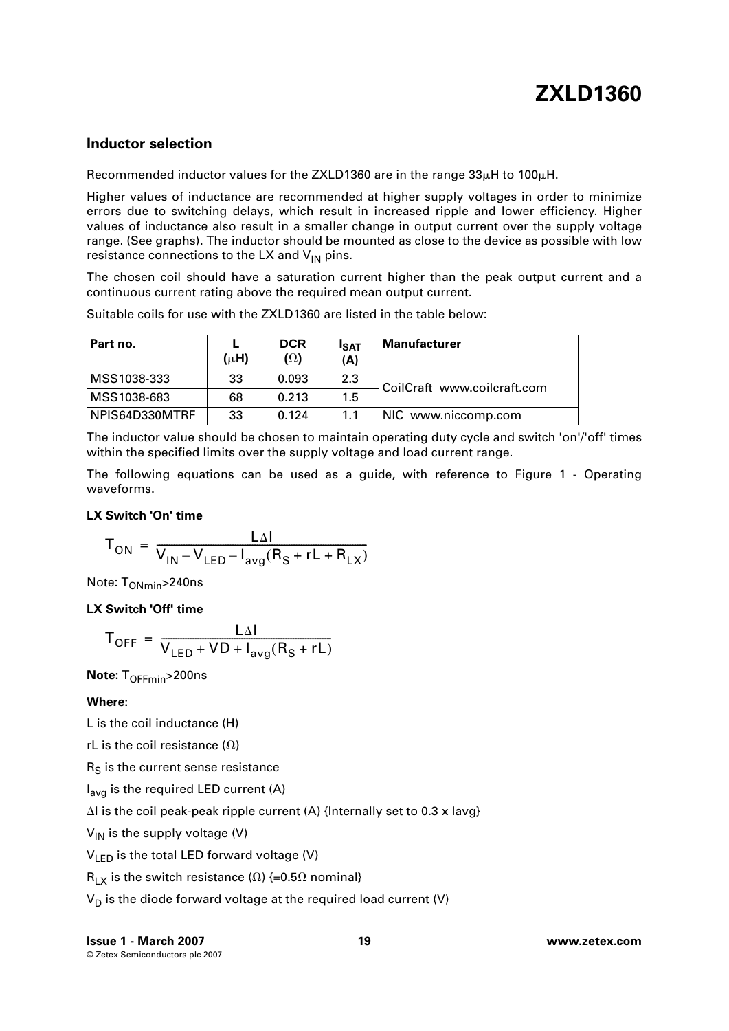## Inductor selection

Recommended inductor values for the ZXLD1360 are in the range 33μH to 100μH.

Higher values of inductance are recommended at higher supply voltages in order to minimize errors due to switching delays, which result in increased ripple and lower efficiency. Higher values of inductance also result in a smaller change in output current over the supply voltage range. (See graphs). The inductor should be mounted as close to the device as possible with low resistance connections to the LX and $V_{IN}$ pins.

The chosen coil should have a saturation current higher than the peak output current and a continuous current rating above the required mean output current.

Suitable coils for use with the ZXLD1360 are listed in the table below:

| Part no. | L (μH) | DCR (Ω) | $I_{SAT}$ (A) | Manufacturer |
|---|---|---|---|---|
| MSS1038-333 | 33 | 0.093 | 2.3 | CoilCraft www.coilcraft.com |
| MSS1038-683 | 68 | 0.213 | 1.5 | |
| NPIS64D330MTRF | 33 | 0.124 | 1.1 | NIC www.niccomp.com |

The inductor value should be chosen to maintain operating duty cycle and switch 'on'/'off' times within the specified limits over the supply voltage and load current range.

The following equations can be used as a guide, with reference to Figure 1 - Operating waveforms.

**LX Switch 'On' time**

$$T_{ON} = \frac{L\Delta I}{V_{IN} - V_{LED} - I_{avg}(R_S + rL + R_{LX})}$$

Note: $T_{ONmin}$>240ns

**LX Switch 'Off' time**

$$T_{OFF} = \frac{L\Delta I}{V_{LED} + VD + I_{avg}(R_S + rL)}$$

**Note**: $T_{OFFmin}$>200ns

**Where**:

L is the coil inductance (H)

rL is the coil resistance (Ω)

$R_S$ is the current sense resistance

$I_{avg}$ is the required LED current (A)

ΔI is the coil peak-peak ripple current (A) {Internally set to 0.3 x Iavg}

$V_{IN}$ is the supply voltage (V)

$V_{LED}$ is the total LED forward voltage (V)

$R_{LX}$ is the switch resistance (Ω) {=0.5Ω nominal}

$V_D$ is the diode forward voltage at the required load current (V)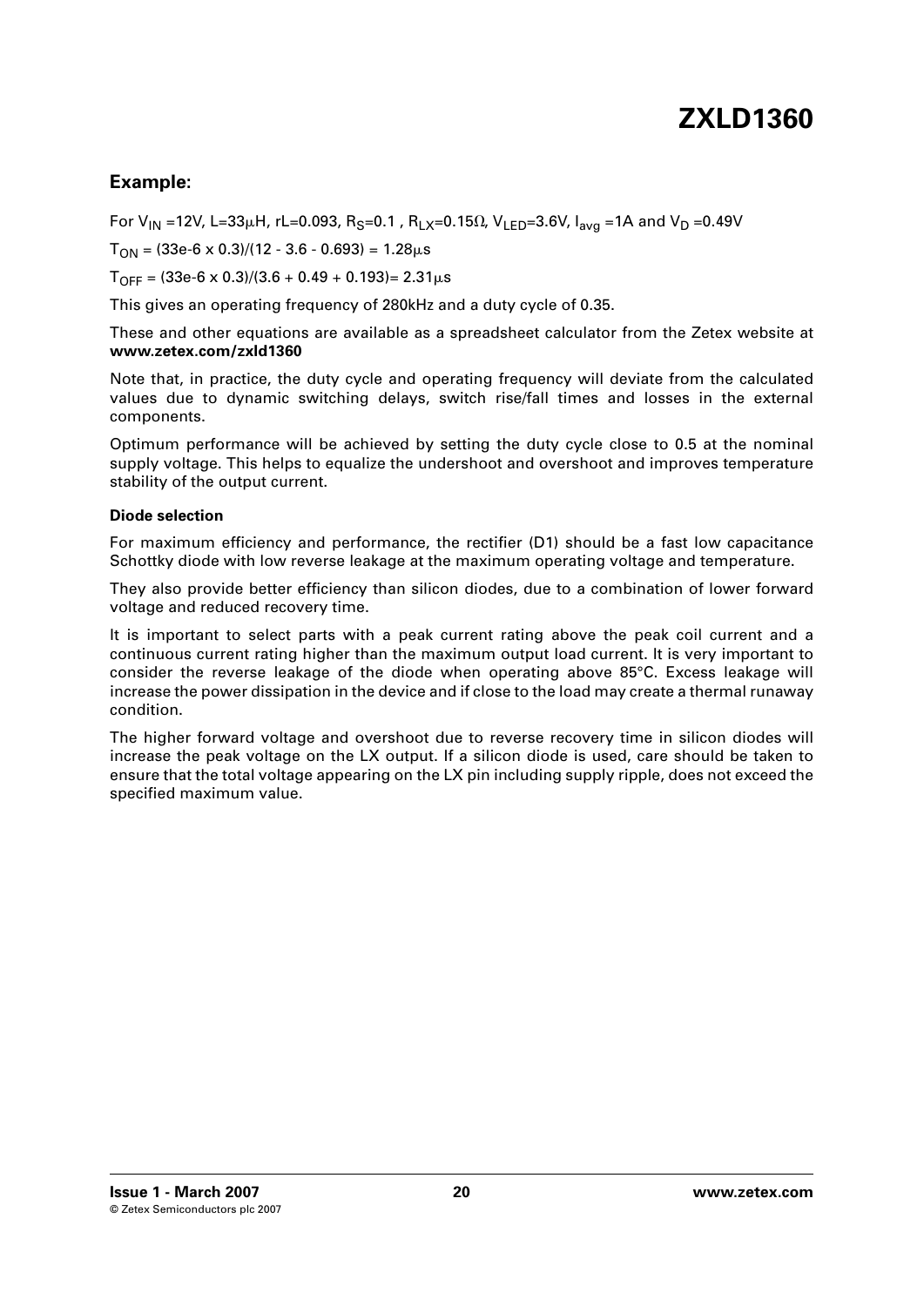## Example:

For $V_{IN}$ =12V, L=33$\mu$H, rL=0.093, $R_S$=0.1 , $R_{LX}$=0.15$\Omega$, $V_{LED}$=3.6V, $I_{avg}$ =1A and $V_D$ =0.49V

$T_{ON}$ = (33e-6 x 0.3)/(12 - 3.6 - 0.693) = 1.28$\mu$s

$T_{OFF}$ = (33e-6 x 0.3)/(3.6 + 0.49 + 0.193)= 2.31$\mu$s

This gives an operating frequency of 280kHz and a duty cycle of 0.35.

These and other equations are available as a spreadsheet calculator from the Zetex website at **www.zetex.com/zxld1360**

Note that, in practice, the duty cycle and operating frequency will deviate from the calculated values due to dynamic switching delays, switch rise/fall times and losses in the external components.

Optimum performance will be achieved by setting the duty cycle close to 0.5 at the nominal supply voltage. This helps to equalize the undershoot and overshoot and improves temperature stability of the output current.

### Diode selection

For maximum efficiency and performance, the rectifier (D1) should be a fast low capacitance Schottky diode with low reverse leakage at the maximum operating voltage and temperature.

They also provide better efficiency than silicon diodes, due to a combination of lower forward voltage and reduced recovery time.

It is important to select parts with a peak current rating above the peak coil current and a continuous current rating higher than the maximum output load current. It is very important to consider the reverse leakage of the diode when operating above 85°C. Excess leakage will increase the power dissipation in the device and if close to the load may create a thermal runaway condition.

The higher forward voltage and overshoot due to reverse recovery time in silicon diodes will increase the peak voltage on the LX output. If a silicon diode is used, care should be taken to ensure that the total voltage appearing on the LX pin including supply ripple, does not exceed the specified maximum value.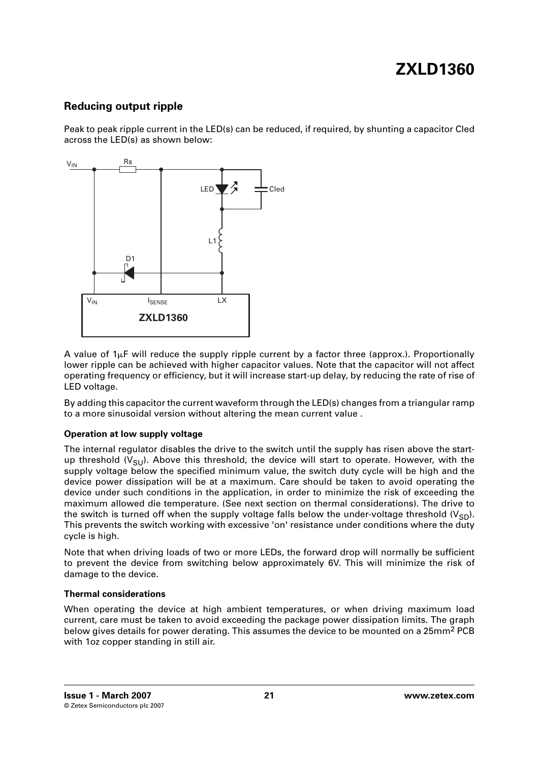## Reducing output ripple

Peak to peak ripple current in the LED(s) can be reduced, if required, by shunting a capacitor Cled across the LED(s) as shown below:

A value of 1µF will reduce the supply ripple current by a factor three (approx.). Proportionally lower ripple can be achieved with higher capacitor values. Note that the capacitor will not affect operating frequency or efficiency, but it will increase start-up delay, by reducing the rate of rise of LED voltage.

By adding this capacitor the current waveform through the LED(s) changes from a triangular ramp to a more sinusoidal version without altering the mean current value .

### Operation at low supply voltage

The internal regulator disables the drive to the switch until the supply has risen above the start-up threshold ($V_{SU}$). Above this threshold, the device will start to operate. However, with the supply voltage below the specified minimum value, the switch duty cycle will be high and the device power dissipation will be at a maximum. Care should be taken to avoid operating the device under such conditions in the application, in order to minimize the risk of exceeding the maximum allowed die temperature. (See next section on thermal considerations). The drive to the switch is turned off when the supply voltage falls below the under-voltage threshold ($V_{SD}$). This prevents the switch working with excessive 'on' resistance under conditions where the duty cycle is high.

Note that when driving loads of two or more LEDs, the forward drop will normally be sufficient to prevent the device from switching below approximately 6V. This will minimize the risk of damage to the device.

### Thermal considerations

When operating the device at high ambient temperatures, or when driving maximum load current, care must be taken to avoid exceeding the package power dissipation limits. The graph below gives details for power derating. This assumes the device to be mounted on a 25mm$^2$ PCB with 1oz copper standing in still air.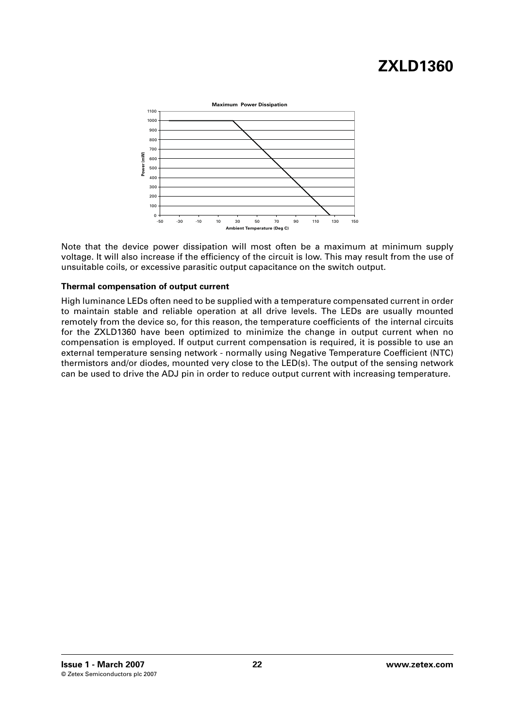Note that the device power dissipation will most often be a maximum at minimum supply voltage. It will also increase if the efficiency of the circuit is low. This may result from the use of unsuitable coils, or excessive parasitic output capacitance on the switch output.

### Thermal compensation of output current

High luminance LEDs often need to be supplied with a temperature compensated current in order to maintain stable and reliable operation at all drive levels. The LEDs are usually mounted remotely from the device so, for this reason, the temperature coefficients of the internal circuits for the ZXLD1360 have been optimized to minimize the change in output current when no compensation is employed. If output current compensation is required, it is possible to use an external temperature sensing network - normally using Negative Temperature Coefficient (NTC) thermistors and/or diodes, mounted very close to the LED(s). The output of the sensing network can be used to drive the ADJ pin in order to reduce output current with increasing temperature.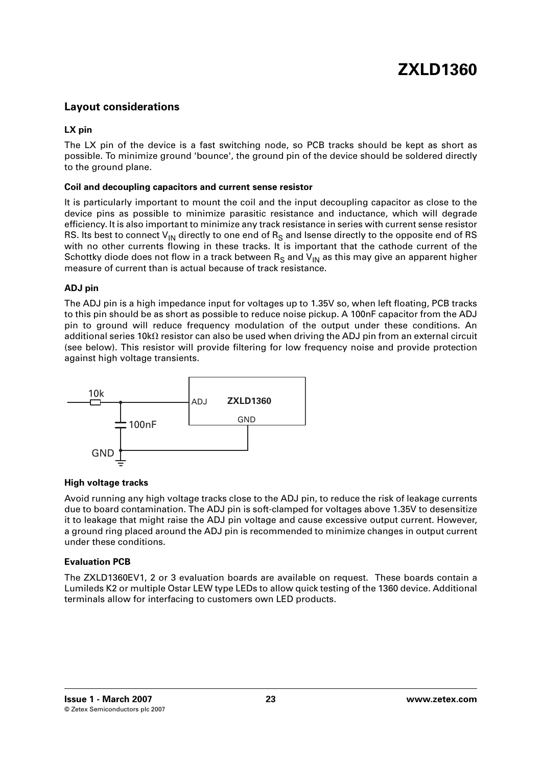## Layout considerations

### LX pin

The LX pin of the device is a fast switching node, so PCB tracks should be kept as short as possible. To minimize ground 'bounce', the ground pin of the device should be soldered directly to the ground plane.

### Coil and decoupling capacitors and current sense resistor

It is particularly important to mount the coil and the input decoupling capacitor as close to the device pins as possible to minimize parasitic resistance and inductance, which will degrade efficiency. It is also important to minimize any track resistance in series with current sense resistor RS. Its best to connect $V_{IN}$ directly to one end of $R_S$ and Isense directly to the opposite end of RS with no other currents flowing in these tracks. It is important that the cathode current of the Schottky diode does not flow in a track between $R_S$ and $V_{IN}$ as this may give an apparent higher measure of current than is actual because of track resistance.

### ADJ pin

The ADJ pin is a high impedance input for voltages up to 1.35V so, when left floating, PCB tracks to this pin should be as short as possible to reduce noise pickup. A 100nF capacitor from the ADJ pin to ground will reduce frequency modulation of the output under these conditions. An additional series 10kΩ resistor can also be used when driving the ADJ pin from an external circuit (see below). This resistor will provide filtering for low frequency noise and provide protection against high voltage transients.

10k
100nF
GND
ADJ
ZXLD1360
GND

### High voltage tracks

Avoid running any high voltage tracks close to the ADJ pin, to reduce the risk of leakage currents due to board contamination. The ADJ pin is soft-clamped for voltages above 1.35V to desensitize it to leakage that might raise the ADJ pin voltage and cause excessive output current. However, a ground ring placed around the ADJ pin is recommended to minimize changes in output current under these conditions.

### Evaluation PCB

The ZXLD1360EV1, 2 or 3 evaluation boards are available on request. These boards contain a Lumileds K2 or multiple Ostar LEW type LEDs to allow quick testing of the 1360 device. Additional terminals allow for interfacing to customers own LED products.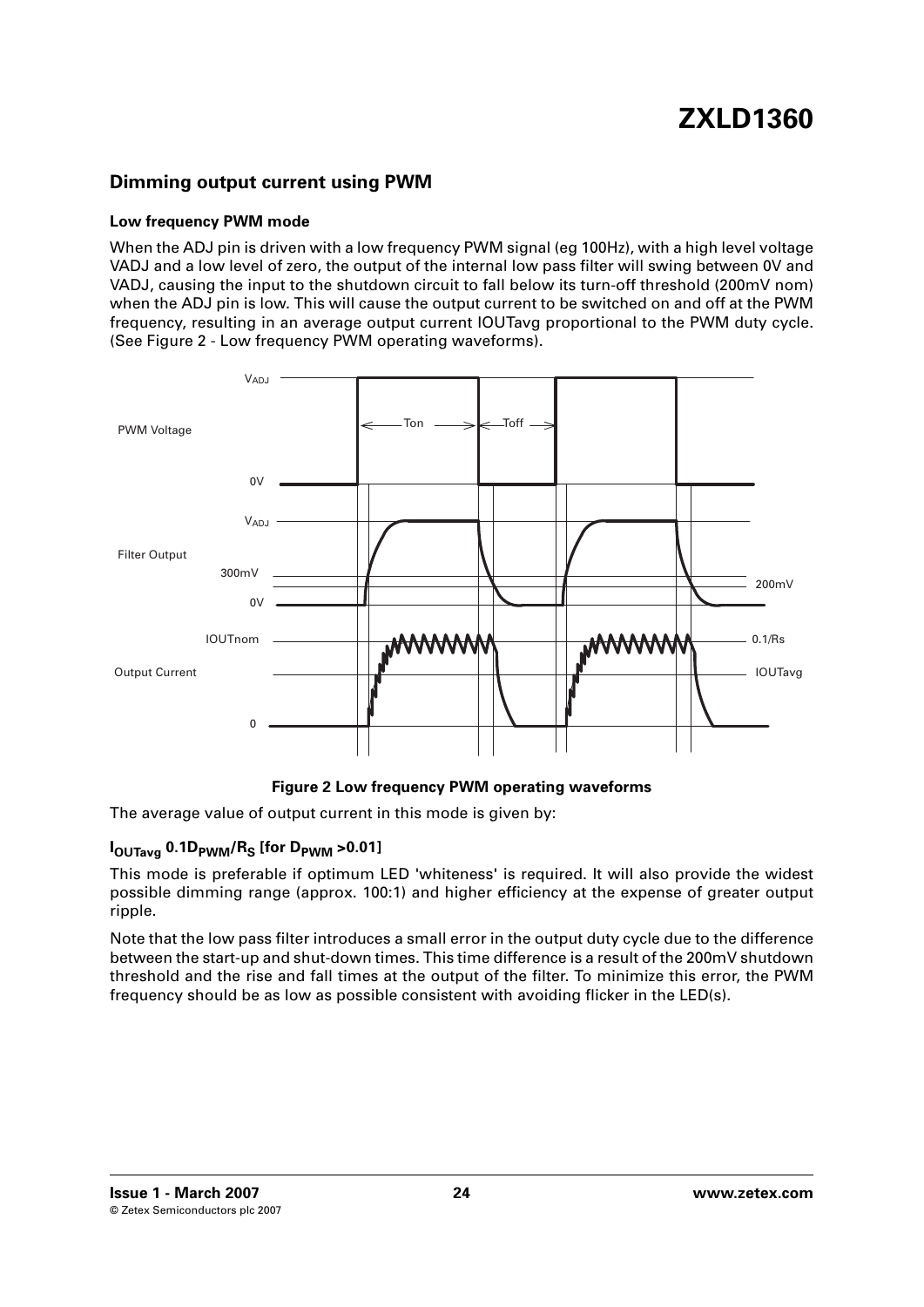## Dimming output current using PWM

### Low frequency PWM mode

When the ADJ pin is driven with a low frequency PWM signal (eg 100Hz), with a high level voltage VADJ and a low level of zero, the output of the internal low pass filter will swing between 0V and VADJ, causing the input to the shutdown circuit to fall below its turn-off threshold (200mV nom) when the ADJ pin is low. This will cause the output current to be switched on and off at the PWM frequency, resulting in an average output current IOUTavg proportional to the PWM duty cycle. (See Figure 2 - Low frequency PWM operating waveforms).

**Figure 2 Low frequency PWM operating waveforms**

The average value of output current in this mode is given by:

**$I_{OUTavg}$ 0.1$D_{PWM}$/$R_S$ [for $D_{PWM}$ >0.01]**

This mode is preferable if optimum LED 'whiteness' is required. It will also provide the widest possible dimming range (approx. 100:1) and higher efficiency at the expense of greater output ripple.

Note that the low pass filter introduces a small error in the output duty cycle due to the difference between the start-up and shut-down times. This time difference is a result of the 200mV shutdown threshold and the rise and fall times at the output of the filter. To minimize this error, the PWM frequency should be as low as possible consistent with avoiding flicker in the LED(s).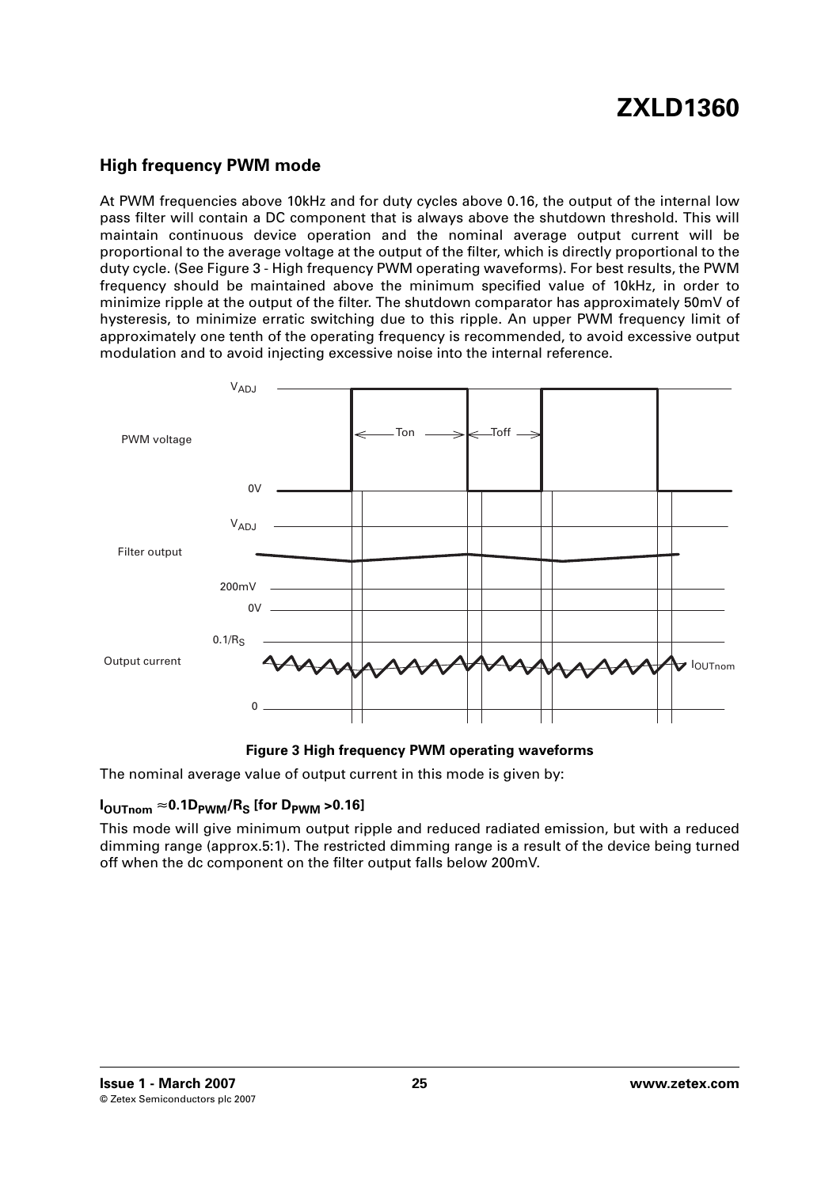## High frequency PWM mode

At PWM frequencies above 10kHz and for duty cycles above 0.16, the output of the internal low pass filter will contain a DC component that is always above the shutdown threshold. This will maintain continuous device operation and the nominal average output current will be proportional to the average voltage at the output of the filter, which is directly proportional to the duty cycle. (See Figure 3 - High frequency PWM operating waveforms). For best results, the PWM frequency should be maintained above the minimum specified value of 10kHz, in order to minimize ripple at the output of the filter. The shutdown comparator has approximately 50mV of hysteresis, to minimize erratic switching due to this ripple. An upper PWM frequency limit of approximately one tenth of the operating frequency is recommended, to avoid excessive output modulation and to avoid injecting excessive noise into the internal reference.

**Figure 3 High frequency PWM operating waveforms**

The nominal average value of output current in this mode is given by:

$I_{OUTnom} \approx 0.1D_{PWM}/R_S$ **[for** $D_{PWM} > 0.16$**]**

This mode will give minimum output ripple and reduced radiated emission, but with a reduced dimming range (approx.5:1). The restricted dimming range is a result of the device being turned off when the dc component on the filter output falls below 200mV.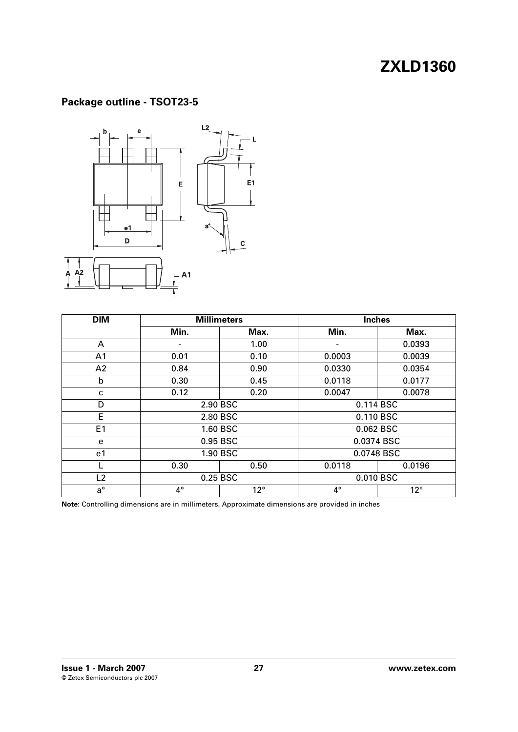## Package outline - TSOT23-5

| DIM | Millimeters | | Inches | |
|---|---|---|---|---|
| | Min. | Max. | Min. | Max. |
| A | - | 1.00 | - | 0.0393 |
| A1 | 0.01 | 0.10 | 0.0003 | 0.0039 |
| A2 | 0.84 | 0.90 | 0.0330 | 0.0354 |
| b | 0.30 | 0.45 | 0.0118 | 0.0177 |
| c | 0.12 | 0.20 | 0.0047 | 0.0078 |
| D | 2.90 BSC | | 0.114 BSC | |
| E | 2.80 BSC | | 0.110 BSC | |
| E1 | 1.60 BSC | | 0.062 BSC | |
| e | 0.95 BSC | | 0.0374 BSC | |
| e1 | 1.90 BSC | | 0.0748 BSC | |
| L | 0.30 | 0.50 | 0.0118 | 0.0196 |
| L2 | 0.25 BSC | | 0.010 BSC | |
| a° | 4° | 12° | 4° | 12° |

**Note:** Controlling dimensions are in millimeters. Approximate dimensions are provided in inches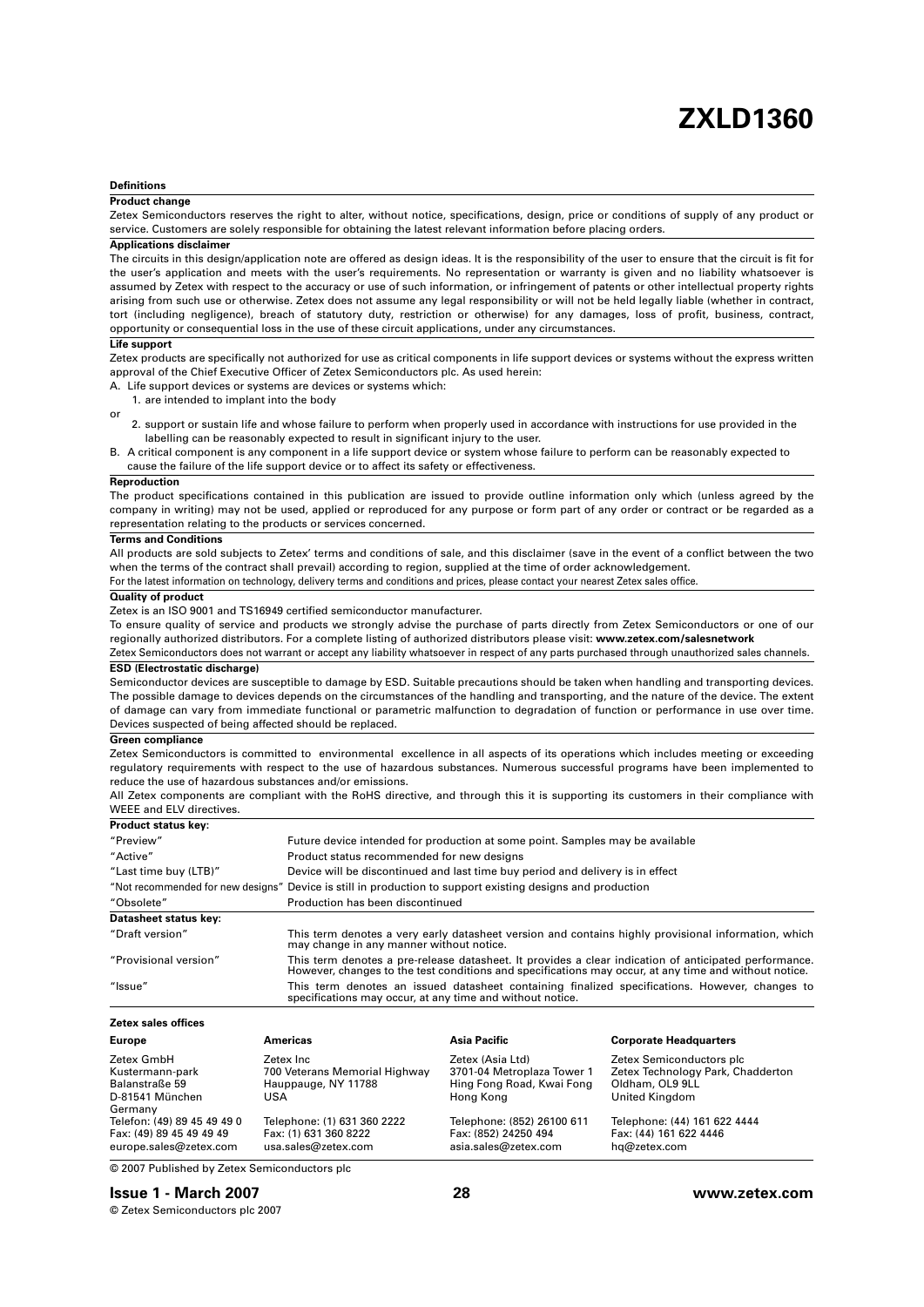### Definitions

**Product change**

Zetex Semiconductors reserves the right to alter, without notice, specifications, design, price or conditions of supply of any product or service. Customers are solely responsible for obtaining the latest relevant information before placing orders.

**Applications disclaimer**

The circuits in this design/application note are offered as design ideas. It is the responsibility of the user to ensure that the circuit is fit for the user's application and meets with the user's requirements. No representation or warranty is given and no liability whatsoever is assumed by Zetex with respect to the accuracy or use of such information, or infringement of patents or other intellectual property rights arising from such use or otherwise. Zetex does not assume any legal responsibility or will not be held legally liable (whether in contract, tort (including negligence), breach of statutory duty, restriction or otherwise) for any damages, loss of profit, business, contract, opportunity or consequential loss in the use of these circuit applications, under any circumstances.

**Life support**

Zetex products are specifically not authorized for use as critical components in life support devices or systems without the express written approval of the Chief Executive Officer of Zetex Semiconductors plc. As used herein:

A. Life support devices or systems are devices or systems which:
   1. are intended to implant into the body

   or

   2. support or sustain life and whose failure to perform when properly used in accordance with instructions for use provided in the labelling can be reasonably expected to result in significant injury to the user.

B. A critical component is any component in a life support device or system whose failure to perform can be reasonably expected to cause the failure of the life support device or to affect its safety or effectiveness.

**Reproduction**

The product specifications contained in this publication are issued to provide outline information only which (unless agreed by the company in writing) may not be used, applied or reproduced for any purpose or form part of any order or contract or be regarded as a representation relating to the products or services concerned.

**Terms and Conditions**

All products are sold subjects to Zetex' terms and conditions of sale, and this disclaimer (save in the event of a conflict between the two when the terms of the contract shall prevail) according to region, supplied at the time of order acknowledgement.

For the latest information on technology, delivery terms and conditions and prices, please contact your nearest Zetex sales office.

**Quality of product**

Zetex is an ISO 9001 and TS16949 certified semiconductor manufacturer.

To ensure quality of service and products we strongly advise the purchase of parts directly from Zetex Semiconductors or one of our regionally authorized distributors. For a complete listing of authorized distributors please visit: **www.zetex.com/salesnetwork**

Zetex Semiconductors does not warrant or accept any liability whatsoever in respect of any parts purchased through unauthorized sales channels.

**ESD (Electrostatic discharge)**

Semiconductor devices are susceptible to damage by ESD. Suitable precautions should be taken when handling and transporting devices. The possible damage to devices depends on the circumstances of the handling and transporting, and the nature of the device. The extent of damage can vary from immediate functional or parametric malfunction to degradation of function or performance in use over time. Devices suspected of being affected should be replaced.

**Green compliance**

Zetex Semiconductors is committed to environmental excellence in all aspects of its operations which includes meeting or exceeding regulatory requirements with respect to the use of hazardous substances. Numerous successful programs have been implemented to reduce the use of hazardous substances and/or emissions.

All Zetex components are compliant with the RoHS directive, and through this it is supporting its customers in their compliance with WEEE and ELV directives.

| **Product status key:** | |
|---|---|
| "Preview" | Future device intended for production at some point. Samples may be available |
| "Active" | Product status recommended for new designs |
| "Last time buy (LTB)" | Device will be discontinued and last time buy period and delivery is in effect |
| "Not recommended for new designs" | Device is still in production to support existing designs and production |
| "Obsolete" | Production has been discontinued |

| **Datasheet status key:** | |
|---|---|
| "Draft version" | This term denotes a very early datasheet version and contains highly provisional information, which may change in any manner without notice. |
| "Provisional version" | This term denotes a pre-release datasheet. It provides a clear indication of anticipated performance. However, changes to the test conditions and specifications may occur, at any time and without notice. |
| "Issue" | This term denotes an issued datasheet containing finalized specifications. However, changes to specifications may occur, at any time and without notice. |

**Zetex sales offices**

| **Europe** | **Americas** | **Asia Pacific** | **Corporate Headquarters** |
|---|---|---|---|
| Zetex GmbH<br>Kustermann-park<br>Balanstraße 59<br>D-81541 München<br>Germany | Zetex Inc<br>700 Veterans Memorial Highway<br>Hauppauge, NY 11788<br>USA | Zetex (Asia Ltd)<br>3701-04 Metroplaza Tower 1<br>Hing Fong Road, Kwai Fong<br>Hong Kong | Zetex Semiconductors plc<br>Zetex Technology Park, Chadderton<br>Oldham, OL9 9LL<br>United Kingdom |
| Telefon: (49) 89 45 49 49 0<br>Fax: (49) 89 45 49 49 49<br>europe.sales@zetex.com | Telephone: (1) 631 360 2222<br>Fax: (1) 631 360 8222<br>usa.sales@zetex.com | Telephone: (852) 26100 611<br>Fax: (852) 24250 494<br>asia.sales@zetex.com | Telephone: (44) 161 622 4444<br>Fax: (44) 161 622 4446<br>hq@zetex.com |

© 2007 Published by Zetex Semiconductors plc